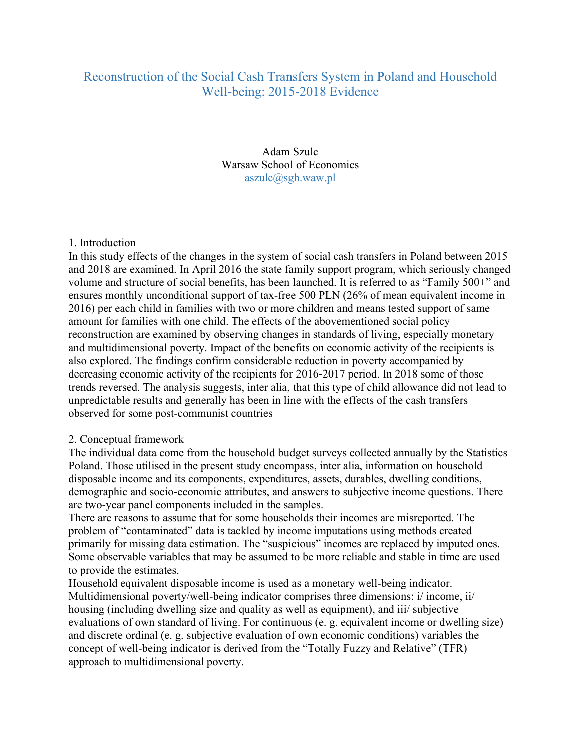# Reconstruction of the Social Cash Transfers System in Poland and Household Well-being: 2015-2018 Evidence

Adam Szulc
Warsaw School of Economics
aszulc@sgh.waw.pl

## 1. Introduction

In this study effects of the changes in the system of social cash transfers in Poland between 2015 and 2018 are examined. In April 2016 the state family support program, which seriously changed volume and structure of social benefits, has been launched. It is referred to as "Family 500+" and ensures monthly unconditional support of tax-free 500 PLN (26% of mean equivalent income in 2016) per each child in families with two or more children and means tested support of same amount for families with one child. The effects of the abovementioned social policy reconstruction are examined by observing changes in standards of living, especially monetary and multidimensional poverty. Impact of the benefits on economic activity of the recipients is also explored. The findings confirm considerable reduction in poverty accompanied by decreasing economic activity of the recipients for 2016-2017 period. In 2018 some of those trends reversed. The analysis suggests, inter alia, that this type of child allowance did not lead to unpredictable results and generally has been in line with the effects of the cash transfers observed for some post-communist countries

## 2. Conceptual framework

The individual data come from the household budget surveys collected annually by the Statistics Poland. Those utilised in the present study encompass, inter alia, information on household disposable income and its components, expenditures, assets, durables, dwelling conditions, demographic and socio-economic attributes, and answers to subjective income questions. There are two-year panel components included in the samples.

There are reasons to assume that for some households their incomes are misreported. The problem of "contaminated" data is tackled by income imputations using methods created primarily for missing data estimation. The "suspicious" incomes are replaced by imputed ones. Some observable variables that may be assumed to be more reliable and stable in time are used to provide the estimates.

Household equivalent disposable income is used as a monetary well-being indicator. Multidimensional poverty/well-being indicator comprises three dimensions: i/ income, ii/ housing (including dwelling size and quality as well as equipment), and iii/ subjective evaluations of own standard of living. For continuous (e. g. equivalent income or dwelling size) and discrete ordinal (e. g. subjective evaluation of own economic conditions) variables the concept of well-being indicator is derived from the "Totally Fuzzy and Relative" (TFR) approach to multidimensional poverty.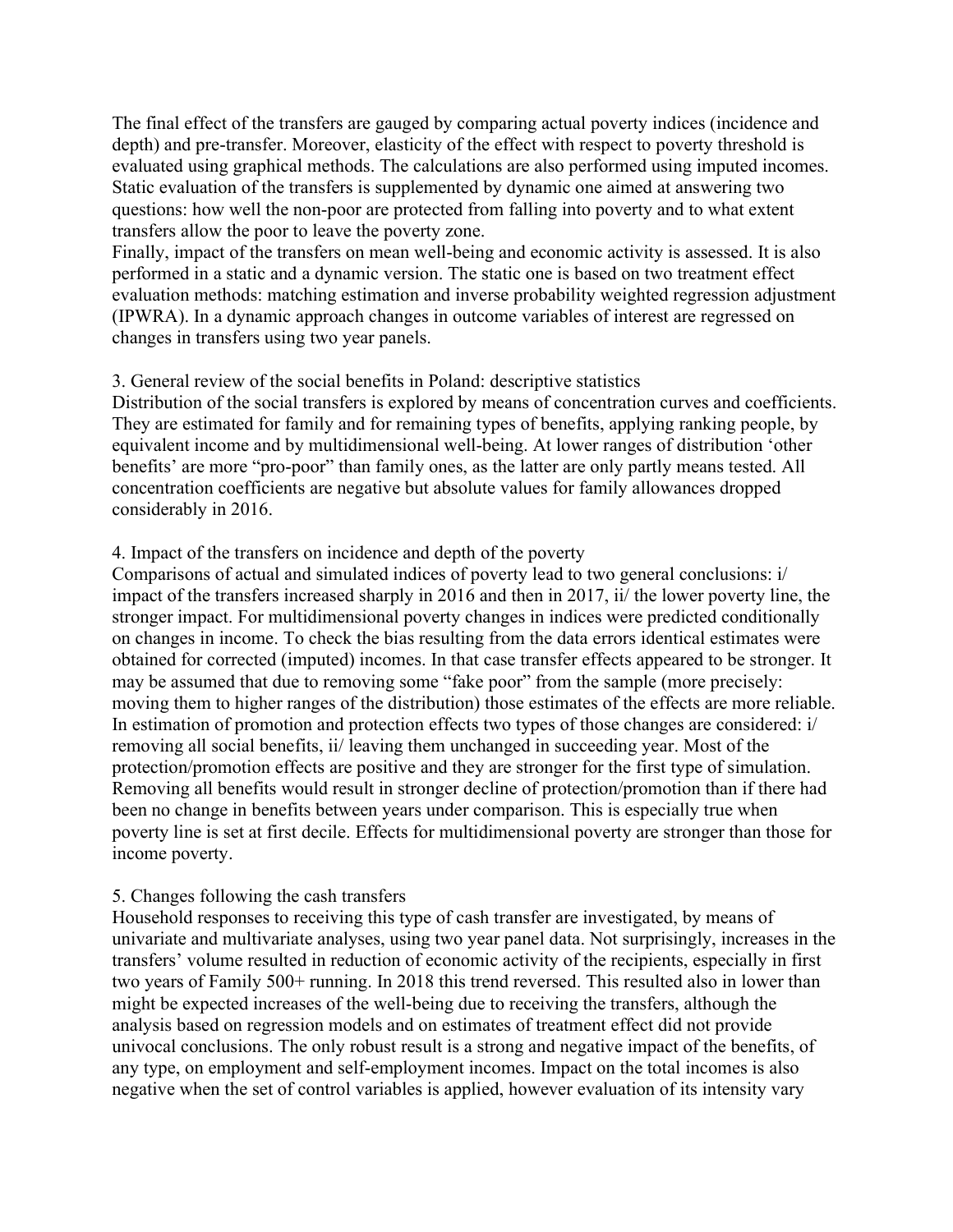The final effect of the transfers are gauged by comparing actual poverty indices (incidence and depth) and pre-transfer. Moreover, elasticity of the effect with respect to poverty threshold is evaluated using graphical methods. The calculations are also performed using imputed incomes. Static evaluation of the transfers is supplemented by dynamic one aimed at answering two questions: how well the non-poor are protected from falling into poverty and to what extent transfers allow the poor to leave the poverty zone.

Finally, impact of the transfers on mean well-being and economic activity is assessed. It is also performed in a static and a dynamic version. The static one is based on two treatment effect evaluation methods: matching estimation and inverse probability weighted regression adjustment (IPWRA). In a dynamic approach changes in outcome variables of interest are regressed on changes in transfers using two year panels.

## 3. General review of the social benefits in Poland: descriptive statistics

Distribution of the social transfers is explored by means of concentration curves and coefficients. They are estimated for family and for remaining types of benefits, applying ranking people, by equivalent income and by multidimensional well-being. At lower ranges of distribution 'other benefits' are more "pro-poor" than family ones, as the latter are only partly means tested. All concentration coefficients are negative but absolute values for family allowances dropped considerably in 2016.

## 4. Impact of the transfers on incidence and depth of the poverty

Comparisons of actual and simulated indices of poverty lead to two general conclusions: i/ impact of the transfers increased sharply in 2016 and then in 2017, ii/ the lower poverty line, the stronger impact. For multidimensional poverty changes in indices were predicted conditionally on changes in income. To check the bias resulting from the data errors identical estimates were obtained for corrected (imputed) incomes. In that case transfer effects appeared to be stronger. It may be assumed that due to removing some "fake poor" from the sample (more precisely: moving them to higher ranges of the distribution) those estimates of the effects are more reliable. In estimation of promotion and protection effects two types of those changes are considered: i/ removing all social benefits, ii/ leaving them unchanged in succeeding year. Most of the protection/promotion effects are positive and they are stronger for the first type of simulation. Removing all benefits would result in stronger decline of protection/promotion than if there had been no change in benefits between years under comparison. This is especially true when poverty line is set at first decile. Effects for multidimensional poverty are stronger than those for income poverty.

## 5. Changes following the cash transfers

Household responses to receiving this type of cash transfer are investigated, by means of univariate and multivariate analyses, using two year panel data. Not surprisingly, increases in the transfers' volume resulted in reduction of economic activity of the recipients, especially in first two years of Family 500+ running. In 2018 this trend reversed. This resulted also in lower than might be expected increases of the well-being due to receiving the transfers, although the analysis based on regression models and on estimates of treatment effect did not provide univocal conclusions. The only robust result is a strong and negative impact of the benefits, of any type, on employment and self-employment incomes. Impact on the total incomes is also negative when the set of control variables is applied, however evaluation of its intensity vary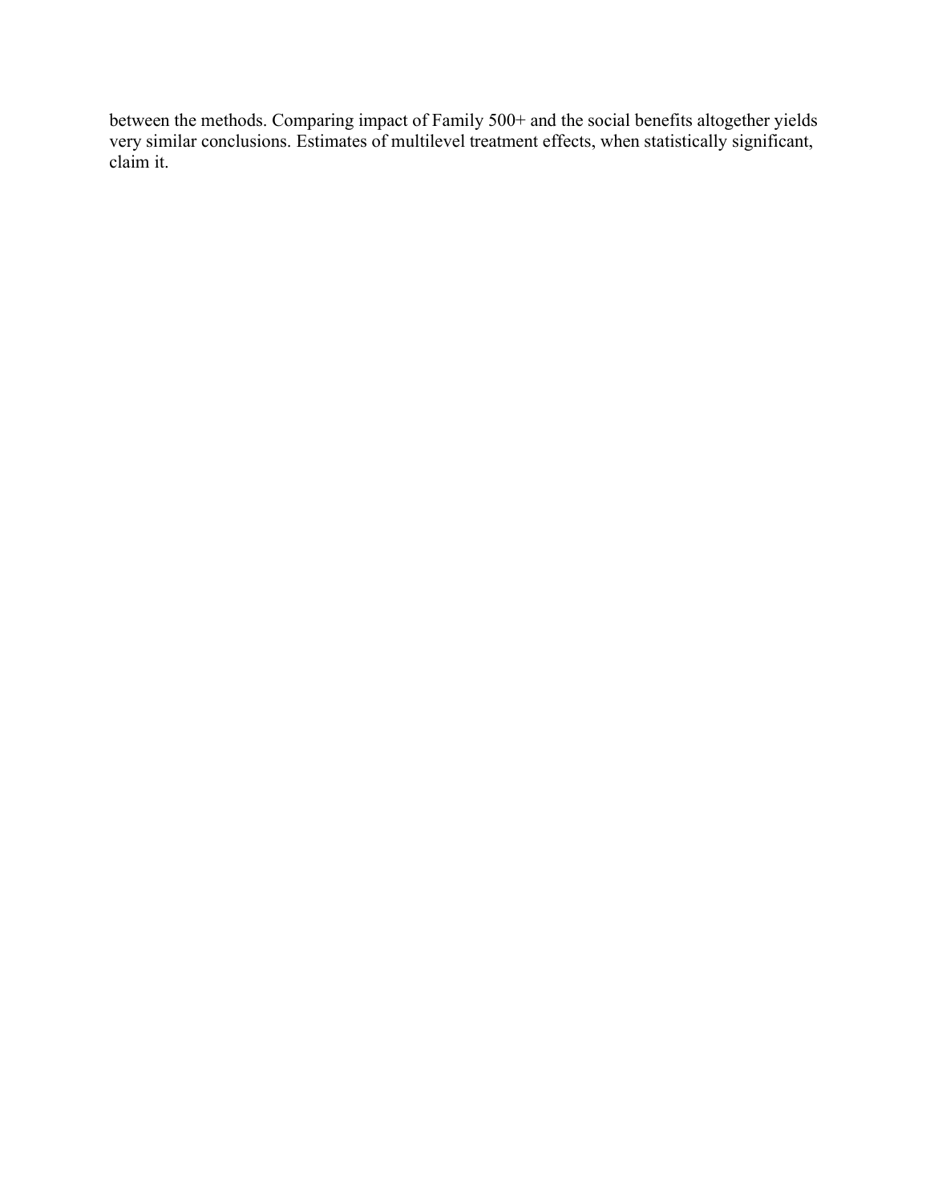between the methods. Comparing impact of Family 500+ and the social benefits altogether yields very similar conclusions. Estimates of multilevel treatment effects, when statistically significant, claim it.